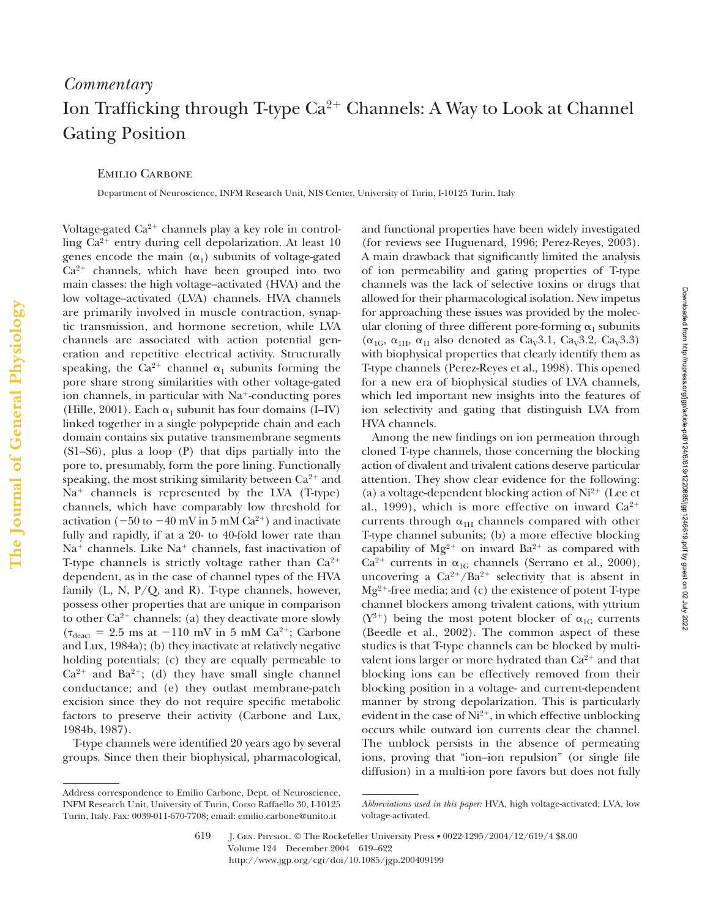*Commentary*

# Ion Trafficking through T-type $Ca^{2+}$ Channels: A Way to Look at Channel Gating Position

Emilio Carbone

Department of Neuroscience, INFM Research Unit, NIS Center, University of Turin, I-10125 Turin, Italy

Voltage-gated $Ca^{2+}$ channels play a key role in controlling $Ca^{2+}$ entry during cell depolarization. At least 10 genes encode the main ($\alpha_1$) subunits of voltage-gated $Ca^{2+}$ channels, which have been grouped into two main classes: the high voltage–activated (HVA) and the low voltage–activated (LVA) channels. HVA channels are primarily involved in muscle contraction, synaptic transmission, and hormone secretion, while LVA channels are associated with action potential generation and repetitive electrical activity. Structurally speaking, the $Ca^{2+}$ channel $\alpha_1$ subunits forming the pore share strong similarities with other voltage-gated ion channels, in particular with $Na^+$-conducting pores (Hille, 2001). Each $\alpha_1$ subunit has four domains (I–IV) linked together in a single polypeptide chain and each domain contains six putative transmembrane segments (S1–S6), plus a loop (P) that dips partially into the pore to, presumably, form the pore lining. Functionally speaking, the most striking similarity between $Ca^{2+}$ and $Na^+$ channels is represented by the LVA (T-type) channels, which have comparably low threshold for activation (−50 to −40 mV in 5 mM $Ca^{2+}$) and inactivate fully and rapidly, if at a 20- to 40-fold lower rate than $Na^+$ channels. Like $Na^+$ channels, fast inactivation of T-type channels is strictly voltage rather than $Ca^{2+}$ dependent, as in the case of channel types of the HVA family (L, N, P/Q, and R). T-type channels, however, possess other properties that are unique in comparison to other $Ca^{2+}$ channels: (a) they deactivate more slowly ($\tau_{deact}$ = 2.5 ms at −110 mV in 5 mM $Ca^{2+}$; Carbone and Lux, 1984a); (b) they inactivate at relatively negative holding potentials; (c) they are equally permeable to $Ca^{2+}$ and $Ba^{2+}$; (d) they have small single channel conductance; and (e) they outlast membrane-patch excision since they do not require specific metabolic factors to preserve their activity (Carbone and Lux, 1984b, 1987).

T-type channels were identified 20 years ago by several groups. Since then their biophysical, pharmacological, and functional properties have been widely investigated (for reviews see Huguenard, 1996; Perez-Reyes, 2003). A main drawback that significantly limited the analysis of ion permeability and gating properties of T-type channels was the lack of selective toxins or drugs that allowed for their pharmacological isolation. New impetus for approaching these issues was provided by the molecular cloning of three different pore-forming $\alpha_1$ subunits ($\alpha_{1G}$, $\alpha_{1H}$, $\alpha_{1I}$ also denoted as $Ca_V3.1$, $Ca_V3.2$, $Ca_V3.3$) with biophysical properties that clearly identify them as T-type channels (Perez-Reyes et al., 1998). This opened for a new era of biophysical studies of LVA channels, which led important new insights into the features of ion selectivity and gating that distinguish LVA from HVA channels.

Among the new findings on ion permeation through cloned T-type channels, those concerning the blocking action of divalent and trivalent cations deserve particular attention. They show clear evidence for the following: (a) a voltage-dependent blocking action of $Ni^{2+}$ (Lee et al., 1999), which is more effective on inward $Ca^{2+}$ currents through $\alpha_{1H}$ channels compared with other T-type channel subunits; (b) a more effective blocking capability of $Mg^{2+}$ on inward $Ba^{2+}$ as compared with $Ca^{2+}$ currents in $\alpha_{1G}$ channels (Serrano et al., 2000), uncovering a $Ca^{2+}$/$Ba^{2+}$ selectivity that is absent in $Mg^{2+}$-free media; and (c) the existence of potent T-type channel blockers among trivalent cations, with yttrium ($Y^{3+}$) being the most potent blocker of $\alpha_{1G}$ currents (Beedle et al., 2002). The common aspect of these studies is that T-type channels can be blocked by multivalent ions larger or more hydrated than $Ca^{2+}$ and that blocking ions can be effectively removed from their blocking position in a voltage- and current-dependent manner by strong depolarization. This is particularly evident in the case of $Ni^{2+}$, in which effective unblocking occurs while outward ion currents clear the channel. The unblock persists in the absence of permeating ions, proving that "ion–ion repulsion" (or single file diffusion) in a multi-ion pore favors but does not fully

Address correspondence to Emilio Carbone, Dept. of Neuroscience, INFM Research Unit, University of Turin, Corso Raffaello 30, I-10125 Turin, Italy. Fax: 0039-011-670-7708; email: emilio.carbone@unito.it

*Abbreviations used in this paper:* HVA, high voltage-activated; LVA, low voltage-activated.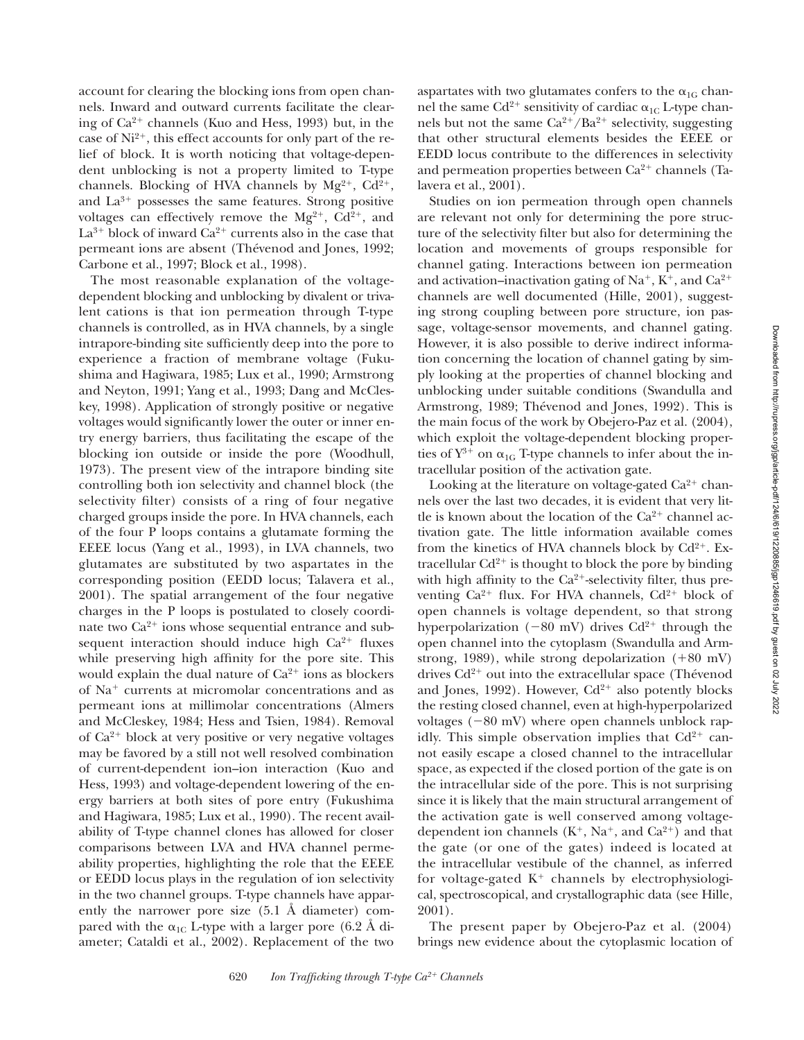account for clearing the blocking ions from open channels. Inward and outward currents facilitate the clearing of $Ca^{2+}$ channels (Kuo and Hess, 1993) but, in the case of $Ni^{2+}$, this effect accounts for only part of the relief of block. It is worth noticing that voltage-dependent unblocking is not a property limited to T-type channels. Blocking of HVA channels by $Mg^{2+}$, $Cd^{2+}$, and $La^{3+}$ possesses the same features. Strong positive voltages can effectively remove the $Mg^{2+}$, $Cd^{2+}$, and $La^{3+}$ block of inward $Ca^{2+}$ currents also in the case that permeant ions are absent (Thévenod and Jones, 1992; Carbone et al., 1997; Block et al., 1998).

The most reasonable explanation of the voltage-dependent blocking and unblocking by divalent or trivalent cations is that ion permeation through T-type channels is controlled, as in HVA channels, by a single intrapore-binding site sufficiently deep into the pore to experience a fraction of membrane voltage (Fukushima and Hagiwara, 1985; Lux et al., 1990; Armstrong and Neyton, 1991; Yang et al., 1993; Dang and McCleskey, 1998). Application of strongly positive or negative voltages would significantly lower the outer or inner entry energy barriers, thus facilitating the escape of the blocking ion outside or inside the pore (Woodhull, 1973). The present view of the intrapore binding site controlling both ion selectivity and channel block (the selectivity filter) consists of a ring of four negative charged groups inside the pore. In HVA channels, each of the four P loops contains a glutamate forming the EEEE locus (Yang et al., 1993), in LVA channels, two glutamates are substituted by two aspartates in the corresponding position (EEDD locus; Talavera et al., 2001). The spatial arrangement of the four negative charges in the P loops is postulated to closely coordinate two $Ca^{2+}$ ions whose sequential entrance and subsequent interaction should induce high $Ca^{2+}$ fluxes while preserving high affinity for the pore site. This would explain the dual nature of $Ca^{2+}$ ions as blockers of $Na^{+}$ currents at micromolar concentrations and as permeant ions at millimolar concentrations (Almers and McCleskey, 1984; Hess and Tsien, 1984). Removal of $Ca^{2+}$ block at very positive or very negative voltages may be favored by a still not well resolved combination of current-dependent ion–ion interaction (Kuo and Hess, 1993) and voltage-dependent lowering of the energy barriers at both sites of pore entry (Fukushima and Hagiwara, 1985; Lux et al., 1990). The recent availability of T-type channel clones has allowed for closer comparisons between LVA and HVA channel permeability properties, highlighting the role that the EEEE or EEDD locus plays in the regulation of ion selectivity in the two channel groups. T-type channels have apparently the narrower pore size (5.1 Å diameter) compared with the $\alpha_{1C}$ L-type with a larger pore (6.2 Å diameter; Cataldi et al., 2002). Replacement of the two aspartates with two glutamates confers to the $\alpha_{1G}$ channel the same $Cd^{2+}$ sensitivity of cardiac $\alpha_{1C}$ L-type channels but not the same $Ca^{2+}/Ba^{2+}$ selectivity, suggesting that other structural elements besides the EEEE or EEDD locus contribute to the differences in selectivity and permeation properties between $Ca^{2+}$ channels (Talavera et al., 2001).

Studies on ion permeation through open channels are relevant not only for determining the pore structure of the selectivity filter but also for determining the location and movements of groups responsible for channel gating. Interactions between ion permeation and activation–inactivation gating of $Na^{+}$, $K^{+}$, and $Ca^{2+}$ channels are well documented (Hille, 2001), suggesting strong coupling between pore structure, ion passage, voltage-sensor movements, and channel gating. However, it is also possible to derive indirect information concerning the location of channel gating by simply looking at the properties of channel blocking and unblocking under suitable conditions (Swandulla and Armstrong, 1989; Thévenod and Jones, 1992). This is the main focus of the work by Obejero-Paz et al. (2004), which exploit the voltage-dependent blocking properties of $Y^{3+}$ on $\alpha_{1G}$ T-type channels to infer about the intracellular position of the activation gate.

Looking at the literature on voltage-gated $Ca^{2+}$ channels over the last two decades, it is evident that very little is known about the location of the $Ca^{2+}$ channel activation gate. The little information available comes from the kinetics of HVA channels block by $Cd^{2+}$. Extracellular $Cd^{2+}$ is thought to block the pore by binding with high affinity to the $Ca^{2+}$-selectivity filter, thus preventing $Ca^{2+}$ flux. For HVA channels, $Cd^{2+}$ block of open channels is voltage dependent, so that strong hyperpolarization (−80 mV) drives $Cd^{2+}$ through the open channel into the cytoplasm (Swandulla and Armstrong, 1989), while strong depolarization (+80 mV) drives $Cd^{2+}$ out into the extracellular space (Thévenod and Jones, 1992). However, $Cd^{2+}$ also potently blocks the resting closed channel, even at high-hyperpolarized voltages (−80 mV) where open channels unblock rapidly. This simple observation implies that $Cd^{2+}$ cannot easily escape a closed channel to the intracellular space, as expected if the closed portion of the gate is on the intracellular side of the pore. This is not surprising since it is likely that the main structural arrangement of the activation gate is well conserved among voltage-dependent ion channels ($K^{+}$, $Na^{+}$, and $Ca^{2+}$) and that the gate (or one of the gates) indeed is located at the intracellular vestibule of the channel, as inferred for voltage-gated $K^{+}$ channels by electrophysiological, spectroscopical, and crystallographic data (see Hille, 2001).

The present paper by Obejero-Paz et al. (2004) brings new evidence about the cytoplasmic location of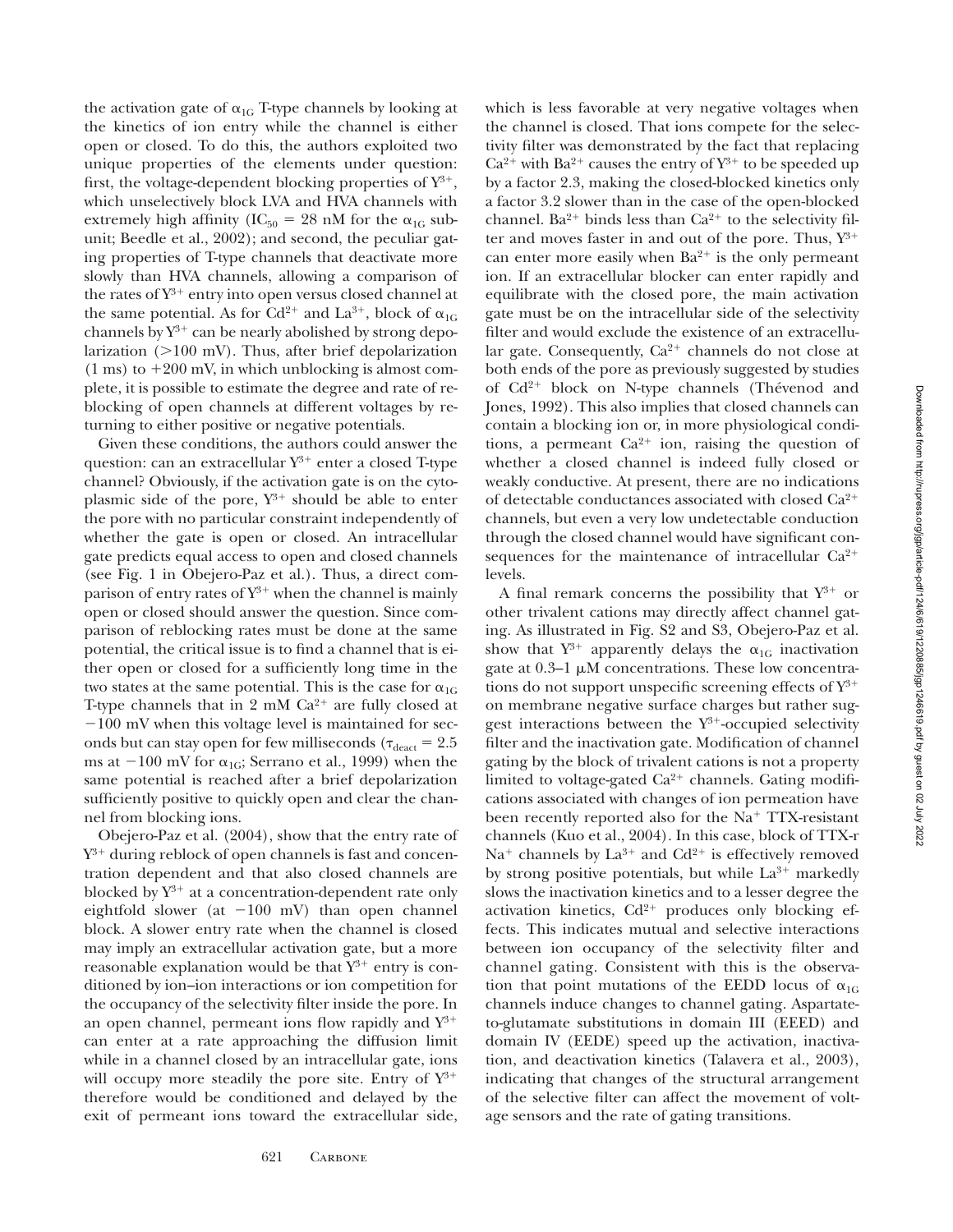the activation gate of $\alpha_{1G}$ T-type channels by looking at the kinetics of ion entry while the channel is either open or closed. To do this, the authors exploited two unique properties of the elements under question: first, the voltage-dependent blocking properties of $Y^{3+}$, which unselectively block LVA and HVA channels with extremely high affinity ($IC_{50}$ = 28 nM for the $\alpha_{1G}$ subunit; Beedle et al., 2002); and second, the peculiar gating properties of T-type channels that deactivate more slowly than HVA channels, allowing a comparison of the rates of $Y^{3+}$ entry into open versus closed channel at the same potential. As for $Cd^{2+}$ and $La^{3+}$, block of $\alpha_{1G}$ channels by $Y^{3+}$ can be nearly abolished by strong depolarization (>100 mV). Thus, after brief depolarization (1 ms) to +200 mV, in which unblocking is almost complete, it is possible to estimate the degree and rate of reblocking of open channels at different voltages by returning to either positive or negative potentials.

Given these conditions, the authors could answer the question: can an extracellular $Y^{3+}$ enter a closed T-type channel? Obviously, if the activation gate is on the cytoplasmic side of the pore, $Y^{3+}$ should be able to enter the pore with no particular constraint independently of whether the gate is open or closed. An intracellular gate predicts equal access to open and closed channels (see Fig. 1 in Obejero-Paz et al.). Thus, a direct comparison of entry rates of $Y^{3+}$ when the channel is mainly open or closed should answer the question. Since comparison of reblocking rates must be done at the same potential, the critical issue is to find a channel that is either open or closed for a sufficiently long time in the two states at the same potential. This is the case for $\alpha_{1G}$ T-type channels that in 2 mM $Ca^{2+}$ are fully closed at −100 mV when this voltage level is maintained for seconds but can stay open for few milliseconds ($\tau_{deact}$ = 2.5 ms at −100 mV for $\alpha_{1G}$; Serrano et al., 1999) when the same potential is reached after a brief depolarization sufficiently positive to quickly open and clear the channel from blocking ions.

Obejero-Paz et al. (2004), show that the entry rate of $Y^{3+}$ during reblock of open channels is fast and concentration dependent and that also closed channels are blocked by $Y^{3+}$ at a concentration-dependent rate only eightfold slower (at −100 mV) than open channel block. A slower entry rate when the channel is closed may imply an extracellular activation gate, but a more reasonable explanation would be that $Y^{3+}$ entry is conditioned by ion–ion interactions or ion competition for the occupancy of the selectivity filter inside the pore. In an open channel, permeant ions flow rapidly and $Y^{3+}$ can enter at a rate approaching the diffusion limit while in a channel closed by an intracellular gate, ions will occupy more steadily the pore site. Entry of $Y^{3+}$ therefore would be conditioned and delayed by the exit of permeant ions toward the extracellular side, which is less favorable at very negative voltages when the channel is closed. That ions compete for the selectivity filter was demonstrated by the fact that replacing $Ca^{2+}$ with $Ba^{2+}$ causes the entry of $Y^{3+}$ to be speeded up by a factor 2.3, making the closed-blocked kinetics only a factor 3.2 slower than in the case of the open-blocked channel. $Ba^{2+}$ binds less than $Ca^{2+}$ to the selectivity filter and moves faster in and out of the pore. Thus, $Y^{3+}$ can enter more easily when $Ba^{2+}$ is the only permeant ion. If an extracellular blocker can enter rapidly and equilibrate with the closed pore, the main activation gate must be on the intracellular side of the selectivity filter and would exclude the existence of an extracellular gate. Consequently, $Ca^{2+}$ channels do not close at both ends of the pore as previously suggested by studies of $Cd^{2+}$ block on N-type channels (Thévenod and Jones, 1992). This also implies that closed channels can contain a blocking ion or, in more physiological conditions, a permeant $Ca^{2+}$ ion, raising the question of whether a closed channel is indeed fully closed or weakly conductive. At present, there are no indications of detectable conductances associated with closed $Ca^{2+}$ channels, but even a very low undetectable conduction through the closed channel would have significant consequences for the maintenance of intracellular $Ca^{2+}$ levels.

A final remark concerns the possibility that $Y^{3+}$ or other trivalent cations may directly affect channel gating. As illustrated in Fig. S2 and S3, Obejero-Paz et al. show that $Y^{3+}$ apparently delays the $\alpha_{1G}$ inactivation gate at 0.3–1 μM concentrations. These low concentrations do not support unspecific screening effects of $Y^{3+}$ on membrane negative surface charges but rather suggest interactions between the $Y^{3+}$-occupied selectivity filter and the inactivation gate. Modification of channel gating by the block of trivalent cations is not a property limited to voltage-gated $Ca^{2+}$ channels. Gating modifications associated with changes of ion permeation have been recently reported also for the $Na^{+}$ TTX-resistant channels (Kuo et al., 2004). In this case, block of TTX-r $Na^{+}$ channels by $La^{3+}$ and $Cd^{2+}$ is effectively removed by strong positive potentials, but while $La^{3+}$ markedly slows the inactivation kinetics and to a lesser degree the activation kinetics, $Cd^{2+}$ produces only blocking effects. This indicates mutual and selective interactions between ion occupancy of the selectivity filter and channel gating. Consistent with this is the observation that point mutations of the EEDD locus of $\alpha_{1G}$ channels induce changes to channel gating. Aspartate-to-glutamate substitutions in domain III (EEED) and domain IV (EEDE) speed up the activation, inactivation, and deactivation kinetics (Talavera et al., 2003), indicating that changes of the structural arrangement of the selective filter can affect the movement of voltage sensors and the rate of gating transitions.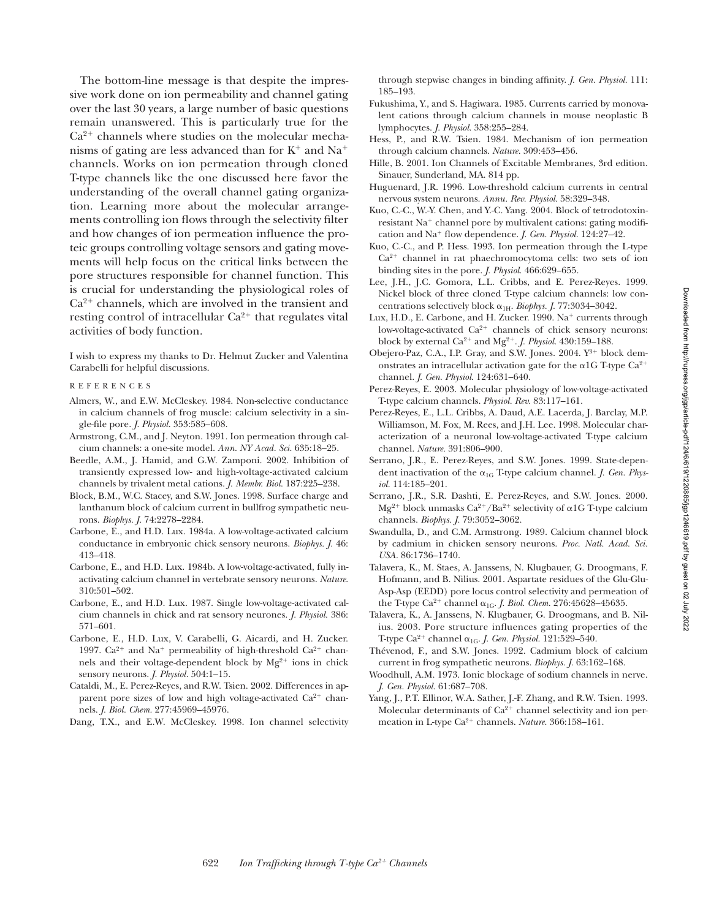The bottom-line message is that despite the impressive work done on ion permeability and channel gating over the last 30 years, a large number of basic questions remain unanswered. This is particularly true for the $Ca^{2+}$ channels where studies on the molecular mechanisms of gating are less advanced than for $K^+$ and $Na^+$ channels. Works on ion permeation through cloned T-type channels like the one discussed here favor the understanding of the overall channel gating organization. Learning more about the molecular arrangements controlling ion flows through the selectivity filter and how changes of ion permeation influence the proteic groups controlling voltage sensors and gating movements will help focus on the critical links between the pore structures responsible for channel function. This is crucial for understanding the physiological roles of $Ca^{2+}$ channels, which are involved in the transient and resting control of intracellular $Ca^{2+}$ that regulates vital activities of body function.

I wish to express my thanks to Dr. Helmut Zucker and Valentina Carabelli for helpful discussions.

## REFERENCES

Almers, W., and E.W. McCleskey. 1984. Non-selective conductance in calcium channels of frog muscle: calcium selectivity in a single-file pore. *J. Physiol.* 353:585–608.

Armstrong, C.M., and J. Neyton. 1991. Ion permeation through calcium channels: a one-site model. *Ann. NY Acad. Sci.* 635:18–25.

Beedle, A.M., J. Hamid, and G.W. Zamponi. 2002. Inhibition of transiently expressed low- and high-voltage-activated calcium channels by trivalent metal cations. *J. Membr. Biol.* 187:225–238.

Block, B.M., W.C. Stacey, and S.W. Jones. 1998. Surface charge and lanthanum block of calcium current in bullfrog sympathetic neurons. *Biophys. J.* 74:2278–2284.

Carbone, E., and H.D. Lux. 1984a. A low-voltage-activated calcium conductance in embryonic chick sensory neurons. *Biophys. J.* 46: 413–418.

Carbone, E., and H.D. Lux. 1984b. A low-voltage-activated, fully inactivating calcium channel in vertebrate sensory neurons. *Nature.* 310:501–502.

Carbone, E., and H.D. Lux. 1987. Single low-voltage-activated calcium channels in chick and rat sensory neurones. *J. Physiol.* 386: 571–601.

Carbone, E., H.D. Lux, V. Carabelli, G. Aicardi, and H. Zucker. 1997. $Ca^{2+}$ and $Na^+$ permeability of high-threshold $Ca^{2+}$ channels and their voltage-dependent block by $Mg^{2+}$ ions in chick sensory neurons. *J. Physiol.* 504:1–15.

Cataldi, M., E. Perez-Reyes, and R.W. Tsien. 2002. Differences in apparent pore sizes of low and high voltage-activated $Ca^{2+}$ channels. *J. Biol. Chem.* 277:45969–45976.

Dang, T.X., and E.W. McCleskey. 1998. Ion channel selectivity through stepwise changes in binding affinity. *J. Gen. Physiol.* 111: 185–193.

Fukushima, Y., and S. Hagiwara. 1985. Currents carried by monovalent cations through calcium channels in mouse neoplastic B lymphocytes. *J. Physiol.* 358:255–284.

Hess, P., and R.W. Tsien. 1984. Mechanism of ion permeation through calcium channels. *Nature.* 309:453–456.

Hille, B. 2001. Ion Channels of Excitable Membranes, 3rd edition. Sinauer, Sunderland, MA. 814 pp.

Huguenard, J.R. 1996. Low-threshold calcium currents in central nervous system neurons. *Annu. Rev. Physiol.* 58:329–348.

Kuo, C.-C., W.-Y. Chen, and Y.-C. Yang. 2004. Block of tetrodotoxin-resistant $Na^+$ channel pore by multivalent cations: gating modification and $Na^+$ flow dependence. *J. Gen. Physiol.* 124:27–42.

Kuo, C.-C., and P. Hess. 1993. Ion permeation through the L-type $Ca^{2+}$ channel in rat phaechromocytoma cells: two sets of ion binding sites in the pore. *J. Physiol.* 466:629–655.

Lee, J.H., J.C. Gomora, L.L. Cribbs, and E. Perez-Reyes. 1999. Nickel block of three cloned T-type calcium channels: low concentrations selectively block $\alpha_{1H}$. *Biophys. J.* 77:3034–3042.

Lux, H.D., E. Carbone, and H. Zucker. 1990. $Na^+$ currents through low-voltage-activated $Ca^{2+}$ channels of chick sensory neurons: block by external $Ca^{2+}$ and $Mg^{2+}$. *J. Physiol.* 430:159–188.

Obejero-Paz, C.A., I.P. Gray, and S.W. Jones. 2004. $Y^{3+}$ block demonstrates an intracellular activation gate for the $\alpha$1G T-type $Ca^{2+}$ channel. *J. Gen. Physiol.* 124:631–640.

Perez-Reyes, E. 2003. Molecular physiology of low-voltage-activated T-type calcium channels. *Physiol. Rev.* 83:117–161.

Perez-Reyes, E., L.L. Cribbs, A. Daud, A.E. Lacerda, J. Barclay, M.P. Williamson, M. Fox, M. Rees, and J.H. Lee. 1998. Molecular characterization of a neuronal low-voltage-activated T-type calcium channel. *Nature.* 391:806–900.

Serrano, J.R., E. Perez-Reyes, and S.W. Jones. 1999. State-dependent inactivation of the $\alpha_{1G}$ T-type calcium channel. *J. Gen. Physiol.* 114:185–201.

Serrano, J.R., S.R. Dashti, E. Perez-Reyes, and S.W. Jones. 2000. $Mg^{2+}$ block unmasks $Ca^{2+}/Ba^{2+}$ selectivity of $\alpha$1G T-type calcium channels. *Biophys. J.* 79:3052–3062.

Swandulla, D., and C.M. Armstrong. 1989. Calcium channel block by cadmium in chicken sensory neurons. *Proc. Natl. Acad. Sci. USA.* 86:1736–1740.

Talavera, K., M. Staes, A. Janssens, N. Klugbauer, G. Droogmans, F. Hofmann, and B. Nilius. 2001. Aspartate residues of the Glu-Glu-Asp-Asp (EEDD) pore locus control selectivity and permeation of the T-type $Ca^{2+}$ channel $\alpha_{1G}$. *J. Biol. Chem.* 276:45628–45635.

Talavera, K., A. Janssens, N. Klugbauer, G. Droogmans, and B. Nilius. 2003. Pore structure influences gating properties of the T-type $Ca^{2+}$ channel $\alpha_{1G}$. *J. Gen. Physiol.* 121:529–540.

Thévenod, F., and S.W. Jones. 1992. Cadmium block of calcium current in frog sympathetic neurons. *Biophys. J.* 63:162–168.

Woodhull, A.M. 1973. Ionic blockage of sodium channels in nerve. *J. Gen. Physiol.* 61:687–708.

Yang, J., P.T. Ellinor, W.A. Sather, J.-F. Zhang, and R.W. Tsien. 1993. Molecular determinants of $Ca^{2+}$ channel selectivity and ion permeation in L-type $Ca^{2+}$ channels. *Nature.* 366:158–161.